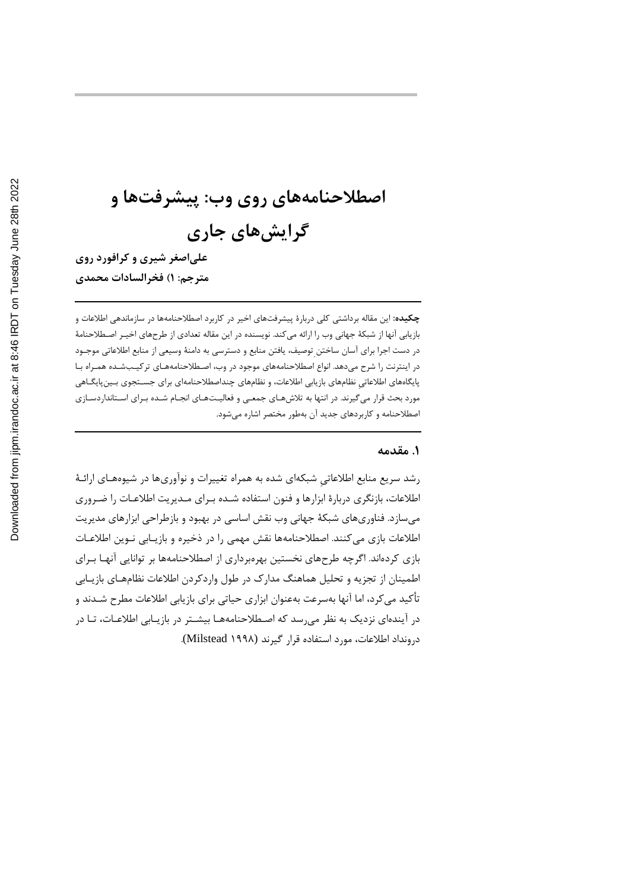# اصطلاحنامه‌های روی وب: پیشرفت‌ها و گرایش‌های جاری

**علی‌اصغر شیری و کرافورد روی**

**مترجم: ۱) فخرالسادات محمدی**

---

**چکیده:** این مقاله برداشتی کلی دربارهٔ پیشرفت‌های اخیر در کاربرد اصطلاحنامه‌ها در سازماندهی اطلاعات و بازیابی آنها از شبکهٔ جهانی وب را ارائه می‌کند. نویسنده در این مقاله تعدادی از طرح‌های اخیر اصطلاحنامهٔ در دست اجرا برای آسان ساختن توصیف، یافتن منابع و دسترسی به دامنهٔ وسیعی از منابع اطلاعاتی موجود در اینترنت را شرح می‌دهد. انواع اصطلاحنامه‌های موجود در وب، اصطلاحنامه‌های ترکیب‌شده همراه با پایگاه‌های اطلاعاتی نظام‌های بازیابی اطلاعات، و نظام‌های چنداصطلاحنامه‌ای برای جستجوی بین‌پایگاهی مورد بحث قرار می‌گیرند. در انتها به تلاش‌های جمعی و فعالیت‌های انجام شده برای استانداردسازی اصطلاحنامه و کاربردهای جدید آن به‌طور مختصر اشاره می‌شود.

---

## ۱. مقدمه

رشد سریع منابع اطلاعاتیِ شبکه‌ای شده به همراه تغییرات و نوآوری‌ها در شیوه‌های ارائهٔ اطلاعات، بازنگری دربارهٔ ابزارها و فنون استفاده شده برای مدیریت اطلاعات را ضروری می‌سازد. فناوری‌های شبکهٔ جهانی وب نقش اساسی در بهبود و بازطراحی ابزارهای مدیریت اطلاعات بازی می‌کنند. اصطلاحنامه‌ها نقش مهمی را در ذخیره و بازیابی نوین اطلاعات بازی کرده‌اند. اگرچه طرح‌های نخستین بهره‌برداری از اصطلاحنامه‌ها بر توانایی آنها برای اطمینان از تجزیه و تحلیل هماهنگ مدارک در طول واردکردن اطلاعات نظام‌های بازیابی تأکید می‌کرد، اما آنها به‌سرعت به‌عنوان ابزاری حیاتی برای بازیابی اطلاعات مطرح شدند و در آینده‌ای نزدیک به نظر می‌رسد که اصطلاحنامه‌ها بیشتر در بازیابی اطلاعات، تا در درونداد اطلاعات، مورد استفاده قرار گیرند (Milstead ۱۹۹۸).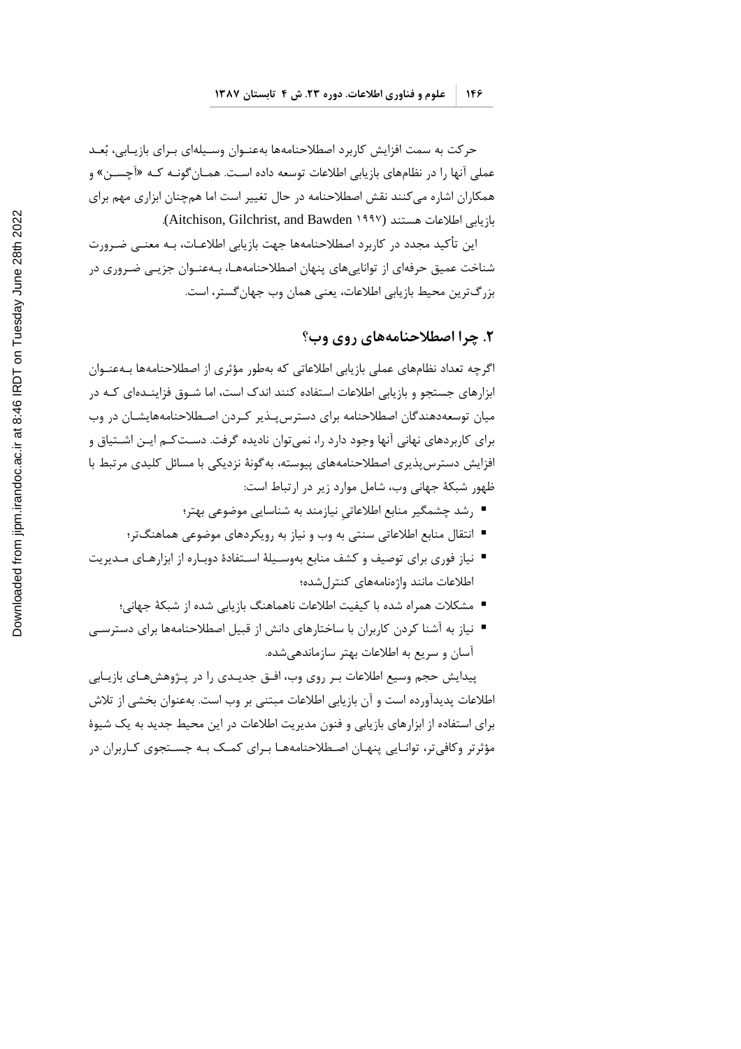حرکت به سمت افزایش کاربرد اصطلاحنامه‌ها به‌عنوان وسیله‌ای برای بازیابی، بُعد عملی آنها را در نظام‌های بازیابی اطلاعات توسعه داده است. همان‌گونه که «آچسن» و همکاران اشاره می‌کنند نقش اصطلاحنامه در حال تغییر است اما هم‌چنان ابزاری مهم برای بازیابی اطلاعات هستند (Aitchison, Gilchrist, and Bawden ۱۹۹۷).

این تأکید مجدد در کاربرد اصطلاحنامه‌ها جهت بازیابی اطلاعات، به معنی ضرورت شناخت عمیق حرفه‌ای از توانایی‌های پنهان اصطلاحنامه‌ها، به‌عنوان جزیی ضروری در بزرگ‌ترین محیط بازیابی اطلاعات، یعنی همان وب جهان‌گستر، است.

## ۲. چرا اصطلاحنامه‌های روی وب؟

اگرچه تعداد نظام‌های عملی بازیابی اطلاعاتی که به‌طور مؤثری از اصطلاحنامه‌ها به‌عنوان ابزارهای جستجو و بازیابی اطلاعات استفاده کنند اندک است، اما شوق فزاینده‌ای که در میان توسعه‌دهندگان اصطلاحنامه برای دسترس‌پذیر کردن اصطلاحنامه‌هایشان در وب برای کاربردهای نهائی آنها وجود دارد را، نمی‌توان نادیده گرفت. دست‌کم این اشتیاق و افزایش دسترس‌پذیری اصطلاحنامه‌های پیوسته، به‌گونهٔ نزدیکی با مسائل کلیدی مرتبط با ظهور شبکهٔ جهانی وب، شامل موارد زیر در ارتباط است:

- رشد چشمگیر منابع اطلاعاتیِ نیازمند به شناسایی موضوعی بهتر؛
- انتقال منابع اطلاعاتی سنتی به وب و نیاز به رویکردهای موضوعی هماهنگ‌تر؛
- نیاز فوری برای توصیف و کشف منابع به‌وسیلهٔ استفادهٔ دوباره از ابزارهای مدیریت اطلاعات مانند واژه‌نامه‌های کنترل‌شده؛
- مشکلات همراه شده با کیفیت اطلاعات ناهماهنگ بازیابی شده از شبکهٔ جهانی؛
- نیاز به آشنا کردن کاربران با ساختارهای دانش از قبیل اصطلاحنامه‌ها برای دسترسی آسان و سریع به اطلاعات بهتر سازماندهی‌شده.

پیدایش حجم وسیع اطلاعات بر روی وب، افق جدیدی را در پژوهش‌های بازیابی اطلاعات پدیدآورده است و آن بازیابی اطلاعات مبتنی بر وب است. به‌عنوان بخشی از تلاش برای استفاده از ابزارهای بازیابی و فنون مدیریت اطلاعات در این محیط جدید به یک شیوهٔ مؤثرتر وکافی‌تر، توانایی پنهان اصطلاحنامه‌ها برای کمک به جستجوی کاربران در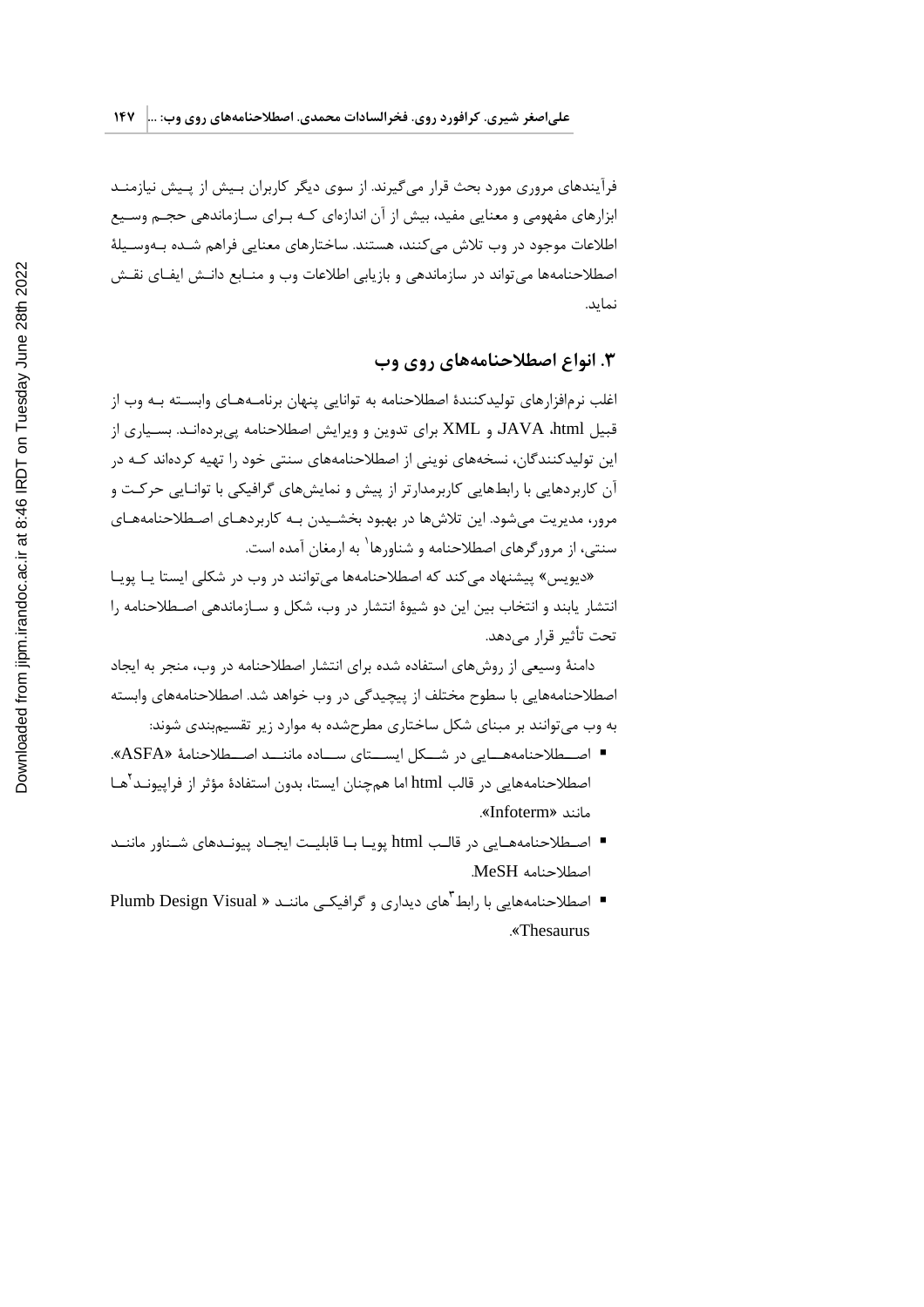فرآیندهای مروری مورد بحث قرار می‌گیرند. از سوی دیگر کاربران بیش از پیش نیازمند ابزارهای مفهومی و معنایی مفید، بیش از آن اندازه‌ای که برای سازماندهی حجم وسیع اطلاعات موجود در وب تلاش می‌کنند، هستند. ساختارهای معنایی فراهم شده به‌وسیلهٔ اصطلاحنامه‌ها می‌تواند در سازماندهی و بازیابی اطلاعات وب و منابع دانش ایفای نقش نماید.

## ۳. انواع اصطلاحنامه‌های روی وب

اغلب نرم‌افزارهای تولیدکنندهٔ اصطلاحنامه به توانایی پنهان برنامه‌های وابسته به وب از قبیل html، JAVA و XML برای تدوین و ویرایش اصطلاحنامه پی‌برده‌اند. بسیاری از این تولیدکنندگان، نسخه‌های نوینی از اصطلاحنامه‌های سنتی خود را تهیه کرده‌اند که در آن کاربردهایی با رابط‌هایی کاربرمدارتر از پیش و نمایش‌های گرافیکی با توانایی حرکت و مرور، مدیریت می‌شود. این تلاش‌ها در بهبود بخشیدن به کاربردهای اصطلاحنامه‌های سنتی، از مرورگرهای اصطلاحنامه و شناورها[1] به ارمغان آمده است.

«دیویس» پیشنهاد می‌کند که اصطلاحنامه‌ها می‌توانند در وب در شکلی ایستا یا پویا انتشار یابند و انتخاب بین این دو شیوهٔ انتشار در وب، شکل و سازماندهی اصطلاحنامه را تحت تأثیر قرار می‌دهد.

دامنهٔ وسیعی از روش‌های استفاده شده برای انتشار اصطلاحنامه در وب، منجر به ایجاد اصطلاحنامه‌هایی با سطوح مختلف از پیچیدگی در وب خواهد شد. اصطلاحنامه‌های وابسته به وب می‌توانند بر مبنای شکل ساختاری مطرح‌شده به موارد زیر تقسیم‌بندی شوند:

- اصطلاحنامه‌هایی در شکل ایستای ساده مانند اصطلاحنامهٔ «ASFA». اصطلاحنامه‌هایی در قالب html اما همچنان ایستا، بدون استفادهٔ مؤثر از فراپیوند[2]ها مانند «Infoterm».
- اصطلاحنامه‌هایی در قالب html پویا با قابلیت ایجاد پیوندهای شناور مانند اصطلاحنامه MeSH.
- اصطلاحنامه‌هایی با رابط[3]های دیداری و گرافیکی مانند « Plumb Design Visual Thesaurus».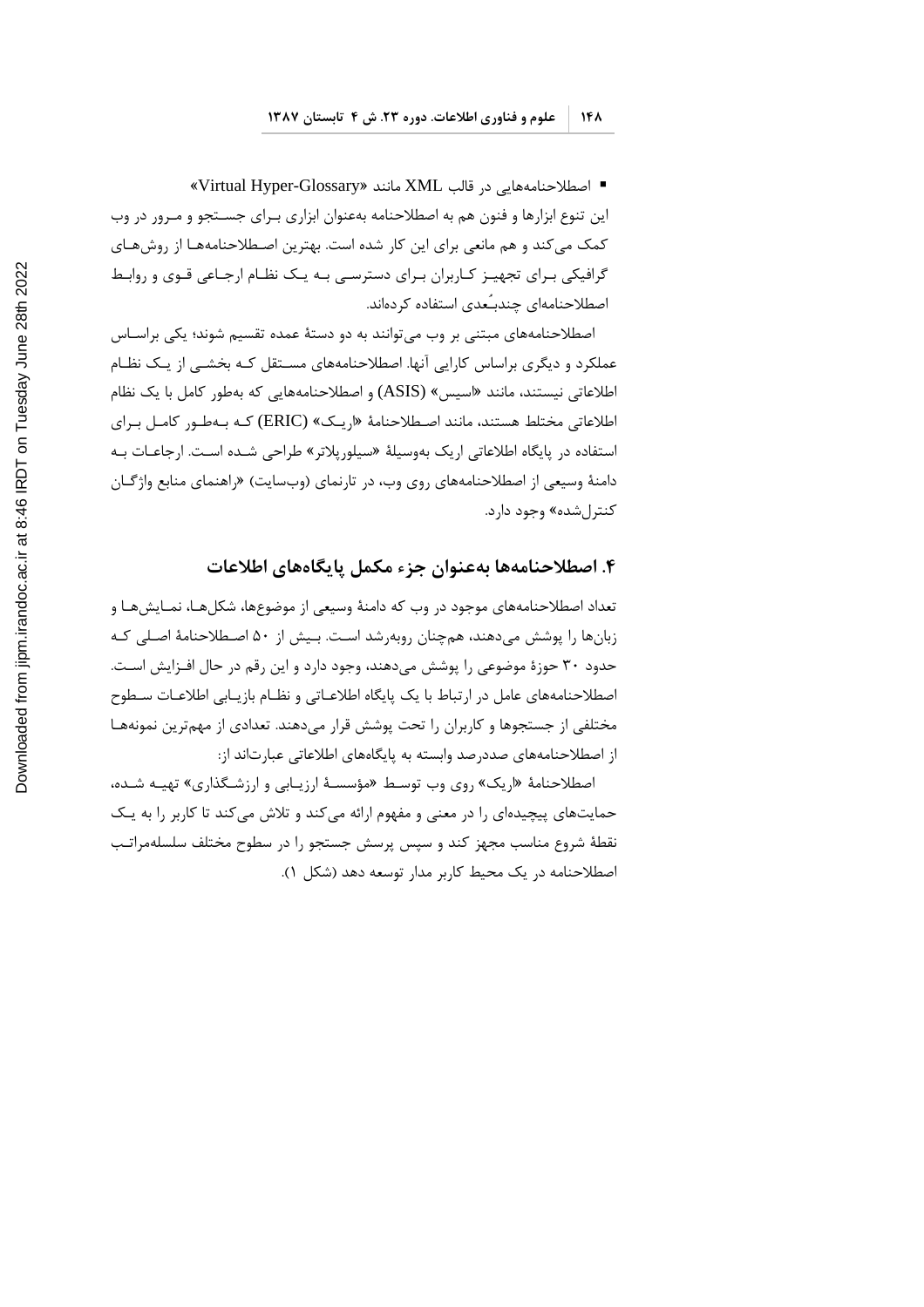- اصطلاحنامه‌هایی در قالب XML مانند «Virtual Hyper-Glossary»

این تنوع ابزارها و فنون هم به اصطلاحنامه به‌عنوان ابزاری برای جستجو و مرور در وب کمک می‌کند و هم مانعی برای این کار شده است. بهترین اصطلاحنامه‌ها از روش‌های گرافیکی برای تجهیز کاربران برای دسترسی به یک نظام ارجاعی قوی و روابط اصطلاحنامه‌ای چندبُعدی استفاده کرده‌اند.

اصطلاحنامه‌های مبتنی بر وب می‌توانند به دو دستهٔ عمده تقسیم شوند؛ یکی براساس عملکرد و دیگری براساس کارایی آنها. اصطلاحنامه‌های مستقل که بخشی از یک نظام اطلاعاتی نیستند، مانند «اسیس» (ASIS) و اصطلاحنامه‌هایی که به‌طور کامل با یک نظام اطلاعاتی مختلط هستند، مانند اصطلاحنامهٔ «اریک» (ERIC) که به‌طور کامل برای استفاده در پایگاه اطلاعاتی اریک به‌وسیلهٔ «سیلورپلاتر» طراحی شده است. ارجاعات به دامنهٔ وسیعی از اصطلاحنامه‌های روی وب، در تارنمای (وب‌سایت) «راهنمای منابع واژگان کنترل‌شده» وجود دارد.

## ۴. اصطلاحنامه‌ها به‌عنوان جزء مکمل پایگاه‌های اطلاعات

تعداد اصطلاحنامه‌های موجود در وب که دامنهٔ وسیعی از موضوع‌ها، شکل‌ها، نمایش‌ها و زبان‌ها را پوشش می‌دهند، هم‌چنان روبه‌رشد است. بیش از ۵۰ اصطلاحنامهٔ اصلی که حدود ۳۰ حوزهٔ موضوعی را پوشش می‌دهند، وجود دارد و این رقم در حال افزایش است. اصطلاحنامه‌های عامل در ارتباط با یک پایگاه اطلاعاتی و نظام بازیابی اطلاعات سطوح مختلفی از جستجوها و کاربران را تحت پوشش قرار می‌دهند. تعدادی از مهم‌ترین نمونه‌ها از اصطلاحنامه‌های صددرصد وابسته به پایگاه‌های اطلاعاتی عبارت‌اند از:

اصطلاحنامهٔ «اریک» روی وب توسط «مؤسسهٔ ارزیابی و ارزشگذاری» تهیه شده، حمایت‌های پیچیده‌ای را در معنی و مفهوم ارائه می‌کند و تلاش می‌کند تا کاربر را به یک نقطهٔ شروع مناسب مجهز کند و سپس پرسش جستجو را در سطوح مختلف سلسله‌مراتب اصطلاحنامه در یک محیط کاربر مدار توسعه دهد (شکل ۱).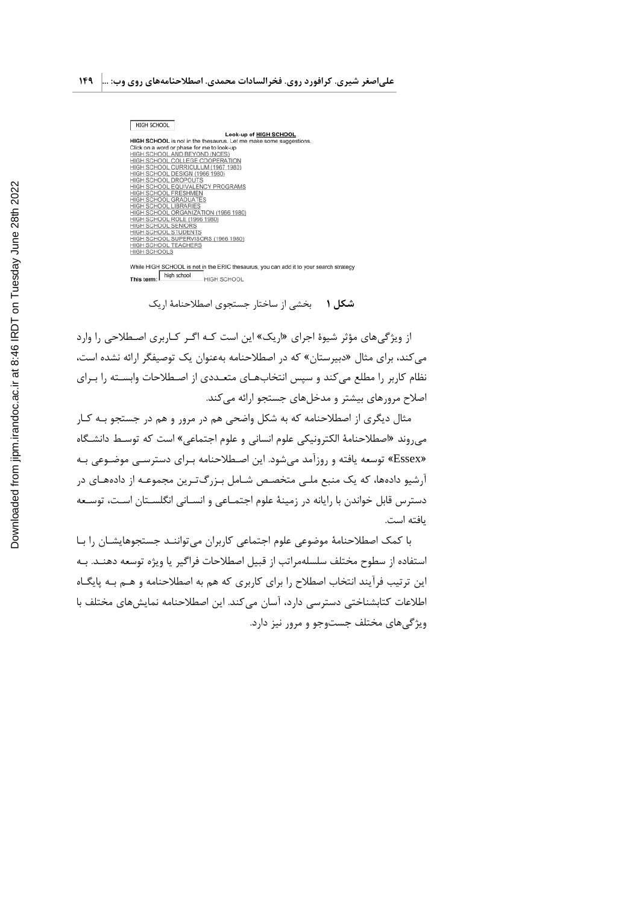HIGH SCHOOL

Look-up of HIGH SCHOOL

HIGH SCHOOL is not in the thesaurus. Let me make some suggestions.
Click on a word or phase for me to look-up
HIGH SCHOOL AND BEYOND (NCES)
HIGH SCHOOL COLLEGE COOPERATION
HIGH SCHOOL CURRICULUM (1967 1980)
HIGH SCHOOL DESIGN (1966 1980)
HIGH SCHOOL DROPOUTS
HIGH SCHOOL EQUIVALENCY PROGRAMS
HIGH SCHOOL FRESHMEN
HIGH SCHOOL GRADUATES
HIGH SCHOOL LIBRARIES
HIGH SCHOOL ORGANIZATION (1966 1980)
HIGH SCHOOL ROLE (1966 1980)
HIGH SCHOOL SENIORS
HIGH SCHOOL STUDENTS
HIGH SCHOOL SUPERVISORS (1966 1980)
HIGH SCHOOL TEACHERS
HIGH SCHOOLS

While HIGH SCHOOL is not in the ERIC thesaurus, you can add it to your search strategy
This term: high school HIGH SCHOOL

**شکل ۱** بخشی از ساختار جستجوی اصطلاحنامهٔ اریک

از ویژگی‌های مؤثر شیوهٔ اجرای «اریک» این است کـه اگـر کـاربری اصـطلاحی را وارد می‌کند، برای مثال «دبیرستان» که در اصطلاحنامه به‌عنوان یک توصیفگر ارائه نشده است، نظام کاربر را مطلع می‌کند و سپس انتخاب‌هـای متعـددی از اصـطلاحات وابسـته را بـرای اصلاح مرورهای بیشتر و مدخل‌های جستجو ارائه می‌کند.

مثال دیگری از اصطلاحنامه که به شکل واضحی هم در مرور و هم در جستجو بـه کـار می‌روند «اصطلاحنامهٔ الکترونیکی علوم انسانی و علوم اجتماعی» است که توسـط دانشـگاه «Essex» توسعه یافته و روزآمد می‌شود. این اصـطلاحنامه بـرای دسترسـی موضـوعی بـه آرشیو داده‌ها، که یک منبع ملـی متخصـص شـامل بـزرگ‌تـرین مجموعـه از داده‌هـای در دسترس قابل خواندن با رایانه در زمینهٔ علوم اجتمـاعی و انسـانی انگلسـتان اسـت، توسـعه یافته است.

با کمک اصطلاحنامهٔ موضوعی علوم اجتماعی کاربران می‌تواننـد جستجوهایشـان را بـا استفاده از سطوح مختلف سلسله‌مراتب از قبیل اصطلاحات فراگیر یا ویژه توسعه دهنـد. بـه این ترتیب فرآیند انتخاب اصطلاح را برای کاربری که هم به اصطلاحنامه و هـم بـه پایگـاه اطلاعات کتابشناختی دسترسی دارد، آسان می‌کند. این اصطلاحنامه نمایش‌های مختلف با ویژگی‌های مختلف جست‌وجو و مرور نیز دارد.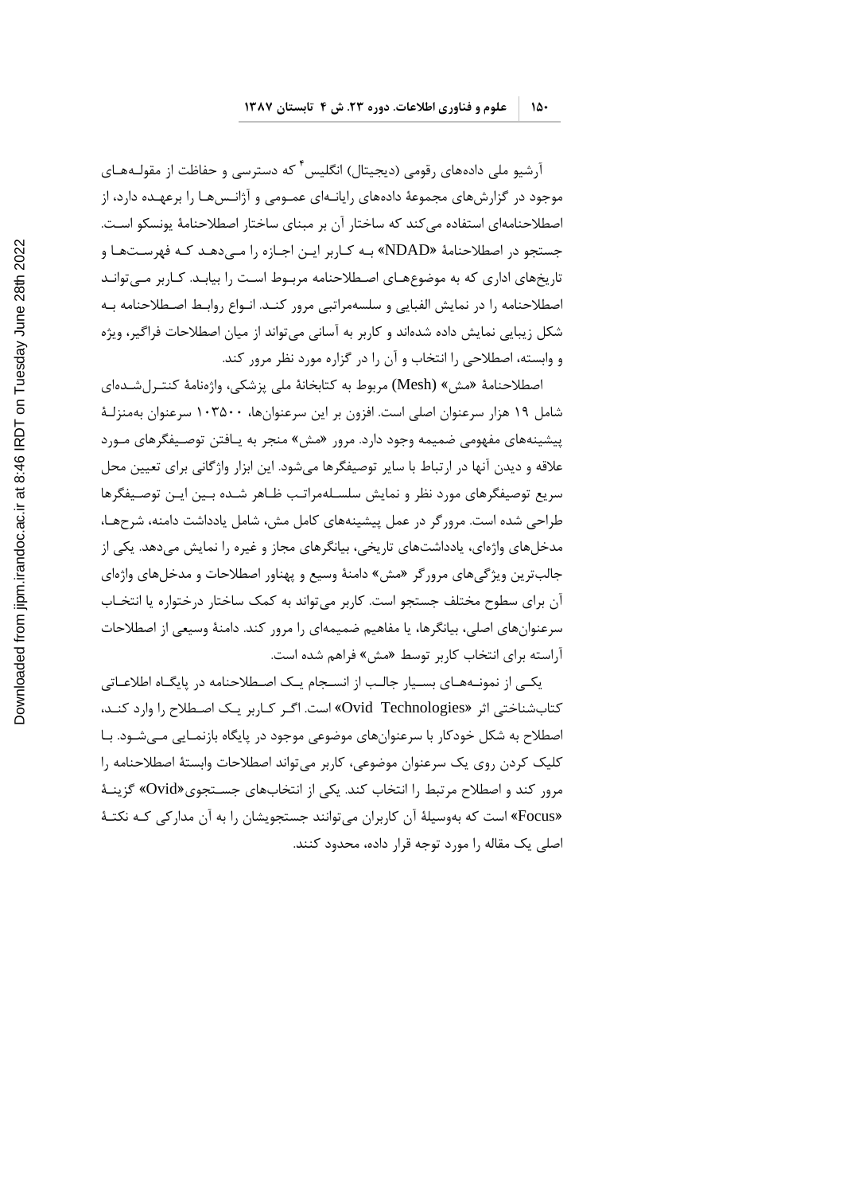آرشیو ملی داده‌های رقومی (دیجیتال) انگلیس[4] که دسترسی و حفاظت از مقوله‌های موجود در گزارش‌های مجموعهٔ داده‌های رایانه‌ای عمومی و آژانس‌ها را برعهده دارد، از اصطلاحنامه‌ای استفاده می‌کند که ساختار آن بر مبنای ساختار اصطلاحنامهٔ یونسکو است. جستجو در اصطلاحنامهٔ «NDAD» به کاربر این اجازه را می‌دهد که فهرست‌ها و تاریخ‌های اداری که به موضوع‌های اصطلاحنامه مربوط است را بیابد. کاربر می‌تواند اصطلاحنامه را در نمایش الفبایی و سلسله‌مراتبی مرور کند. انواع روابط اصطلاحنامه به شکل زیبایی نمایش داده شده‌اند و کاربر به آسانی می‌تواند از میان اصطلاحات فراگیر، ویژه و وابسته، اصطلاحی را انتخاب و آن را در گزاره مورد نظر مرور کند.

اصطلاحنامهٔ «مش» (Mesh) مربوط به کتابخانهٔ ملی پزشکی، واژه‌نامهٔ کنترل‌شده‌ای شامل ۱۹ هزار سرعنوان اصلی است. افزون بر این سرعنوان‌ها، ۱۰۳۵۰۰ سرعنوان به‌منزلهٔ پیشینه‌های مفهومی ضمیمه وجود دارد. مرور «مش» منجر به یافتن توصیفگرهای مورد علاقه و دیدن آنها در ارتباط با سایر توصیفگرها می‌شود. این ابزار واژگانی برای تعیین محل سریع توصیفگرهای مورد نظر و نمایش سلسله‌مراتب ظاهر شده بین این توصیفگرها طراحی شده است. مرورگر در عمل پیشینه‌های کامل مش، شامل یادداشت دامنه، شرح‌ها، مدخل‌های واژه‌ای، یادداشت‌های تاریخی، بیانگرهای مجاز و غیره را نمایش می‌دهد. یکی از جالب‌ترین ویژگی‌های مرورگر «مش» دامنهٔ وسیع و پهناور اصطلاحات و مدخل‌های واژه‌ای آن برای سطوح مختلف جستجو است. کاربر می‌تواند به کمک ساختار درختواره یا انتخاب سرعنوان‌های اصلی، بیانگرها، یا مفاهیم ضمیمه‌ای را مرور کند. دامنهٔ وسیعی از اصطلاحات آراسته برای انتخاب کاربر توسط «مش» فراهم شده است.

یکی از نمونه‌های بسیار جالب از انسجام یک اصطلاحنامه در پایگاه اطلاعاتی کتابشناختی اثر «Ovid Technologies» است. اگر کاربر یک اصطلاح را وارد کند، اصطلاح به شکل خودکار با سرعنوان‌های موضوعی موجود در پایگاه بازنمایی می‌شود. با کلیک کردن روی یک سرعنوان موضوعی، کاربر می‌تواند اصطلاحات وابستهٔ اصطلاحنامه را مرور کند و اصطلاح مرتبط را انتخاب کند. یکی از انتخاب‌های جستجوی«Ovid» گزینهٔ «Focus» است که به‌وسیلهٔ آن کاربران می‌توانند جستجوبشان را به آن مدارکی که نکتهٔ اصلی یک مقاله را مورد توجه قرار داده، محدود کنند.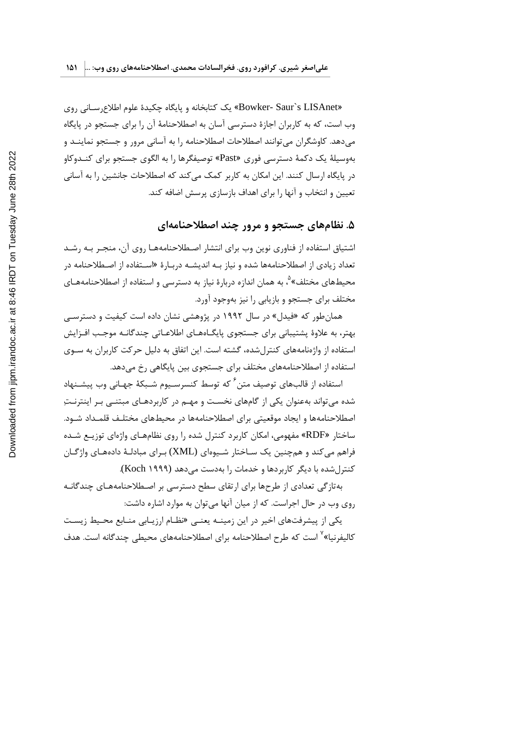«Bowker- Saur`s LISAnet» یک کتابخانه و پایگاه چکیدهٔ علوم اطلاع‌رسانی روی وب است، که به کاربران اجازهٔ دسترسی آسان به اصطلاحنامهٔ آن را برای جستجو در پایگاه می‌دهد. کاوشگران می‌توانند اصطلاحات اصطلاحنامه را به آسانی مرور و جستجو نمایند و به‌وسیلهٔ یک دکمهٔ دسترسی فوری «Past» توصیفگرها را به الگوی جستجو برای کندوکاو در پایگاه ارسال کنند. این امکان به کاربر کمک می‌کند که اصطلاحات جانشین را به آسانی تعیین و انتخاب و آنها را برای اهداف بازسازی پرسش اضافه کند.

## ۵. نظام‌های جستجو و مرور چند اصطلاحنامه‌ای

اشتیاق استفاده از فناوری نوین وب برای انتشار اصطلاحنامه‌ها روی آن، منجر به رشد تعداد زیادی از اصطلاحنامه‌ها شده و نیاز به اندیشه دربارهٔ «استفاده از اصطلاحنامه در محیط‌های مختلف»[5]، به همان اندازه دربارهٔ نیاز به دسترسی و استفاده از اصطلاحنامه‌های مختلف برای جستجو و بازیابی را نیز به‌وجود آورد.

همان‌طور که «فیدل» در سال ۱۹۹۲ در پژوهشی نشان داده است کیفیت و دسترسی بهتر، به علاوهٔ پشتیبانی برای جستجوی پایگاه‌های اطلاعاتی چندگانه موجب افزایش استفاده از واژه‌نامه‌های کنترل‌شده، گشته است. این اتفاق به دلیل حرکت کاربران به سوی استفاده از اصطلاحنامه‌های مختلف برای جستجوی بین پایگاهی رخ می‌دهد.

استفاده از قالب‌های توصیف متن[6] که توسط کنسرسیوم شبکهٔ جهانی وب پیشنهاد شده می‌تواند به‌عنوان یکی از گام‌های نخست و مهم در کاربردهای مبتنی بر اینترنتِ اصطلاحنامه‌ها و ایجاد موقعیتی برای اصطلاحنامه‌ها در محیط‌های مختلف قلمداد شود. ساختار «RDF» مفهومی، امکان کاربرد کنترل شده را روی نظام‌های واژه‌ای توزیع شده فراهم می‌کند و همچنین یک ساختار شیوه‌ای (XML) برای مبادلهٔ داده‌های واژگان کنترل‌شده با دیگر کاربردها و خدمات را به‌دست می‌دهد (Koch ۱۹۹۹).

به‌تازگی تعدادی از طرح‌ها برای ارتقای سطح دسترسی بر اصطلاحنامه‌های چندگانه روی وب در حال اجراست. که از میان آنها می‌توان به موارد اشاره داشت:

یکی از پیشرفت‌های اخیر در این زمینه یعنی «نظام ارزیابی منابع محیط زیست کالیفرنیا»[7] است که طرح اصطلاحنامه برای اصطلاحنامه‌های محیطی چندگانه است. هدف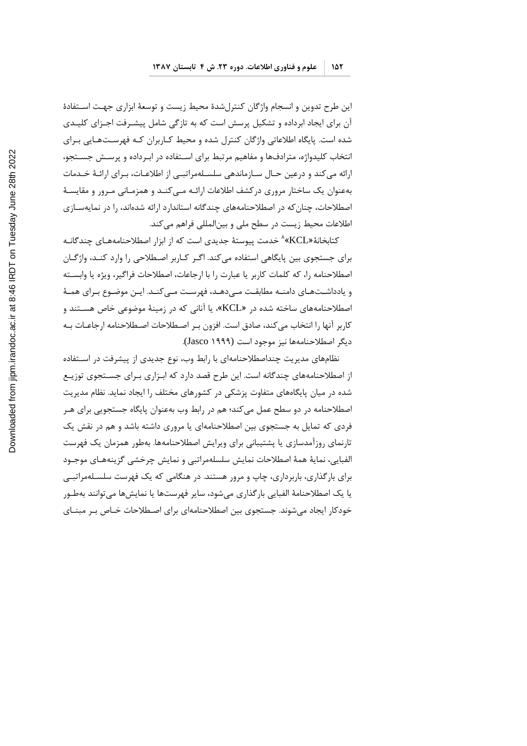این طرح تدوین و انسجام واژگان کنترل‌شدهٔ محیط زیست و توسعهٔ ابزاری جهت استفادهٔ آن برای ایجاد ابرداده و تشکیل پرسش است که به تازگی شامل پیشرفت اجزای کلیدی شده است. پایگاه اطلاعاتی واژگان کنترل شده و محیط کاربران که فهرست‌هایی برای انتخاب کلیدواژه، مترادف‌ها و مفاهیم مرتبط برای استفاده در ابرداده و پرسش جستجو، ارائه می‌کند و درعین حال سازماندهی سلسله‌مراتبی از اطلاعات، برای ارائهٔ خدمات به‌عنوان یک ساختار مروری درکشف اطلاعات ارائه می‌کند و همزمانی مرور و مقایسهٔ اصطلاحات، چنان‌که در اصطلاحنامه‌های چندگانه استاندارد ارائه شده‌اند، را در نمایه‌سازی اطلاعات محیط زیست در سطح ملی و بین‌المللی فراهم می‌کند.

کتابخانهٔ«KCL»[8] خدمت پیوستهٔ جدیدی است که از ابزار اصطلاحنامه‌های چندگانه برای جستجوی بین پایگاهی استفاده می‌کند. اگر کاربر اصطلاحی را وارد کند، واژگان اصطلاحنامه را، که کلمات کاربر یا عبارت را با ارجاعات، اصطلاحات فراگیر، ویژه یا وابسته و یادداشت‌های دامنه مطابقت می‌دهد، فهرست می‌کند. این موضوع برای همهٔ اصطلاحنامه‌های ساخته شده در «KCL»، یا آنانی که در زمینهٔ موضوعی خاص هستند و کاربر آنها را انتخاب می‌کند، صادق است. افزون بر اصطلاحات اصطلاحنامه ارجاعات به دیگر اصطلاحنامه‌ها نیز موجود است (Jasco ۱۹۹۹).

نظام‌های مدیریت چنداصطلاحنامه‌ای با رابط وب، نوع جدیدی از پیشرفت در استفاده از اصطلاحنامه‌های چندگانه است. این طرح قصد دارد که ابزاری برای جستجوی توزیع شده در میان پایگاه‌های متفاوت پزشکی در کشورهای مختلف را ایجاد نماید. نظام مدیریت اصطلاحنامه در دو سطح عمل می‌کند؛ هم در رابط وب به‌عنوان پایگاه جستجویی برای هر فردی که تمایل به جستجوی بین اصطلاحنامه‌ای یا مروری داشته باشد و هم در نقش یک تارنمای روزآمدسازی یا پشتیبانی برای ویرایش اصطلاحنامه‌ها. به‌طور همزمان یک فهرست الفبایی، نمایهٔ همهٔ اصطلاحات نمایش سلسله‌مراتبی و نمایش چرخشی گزینه‌های موجود برای بارگذاری، باربرداری، چاپ و مرور هستند. در هنگامی که یک فهرست سلسله‌مراتبی یا یک اصطلاحنامهٔ الفبایی بارگذاری می‌شود، سایر فهرست‌ها یا نمایش‌ها می‌توانند به‌طور خودکار ایجاد می‌شوند. جستجوی بین اصطلاحنامه‌ای برای اصطلاحات خاص بر مبنای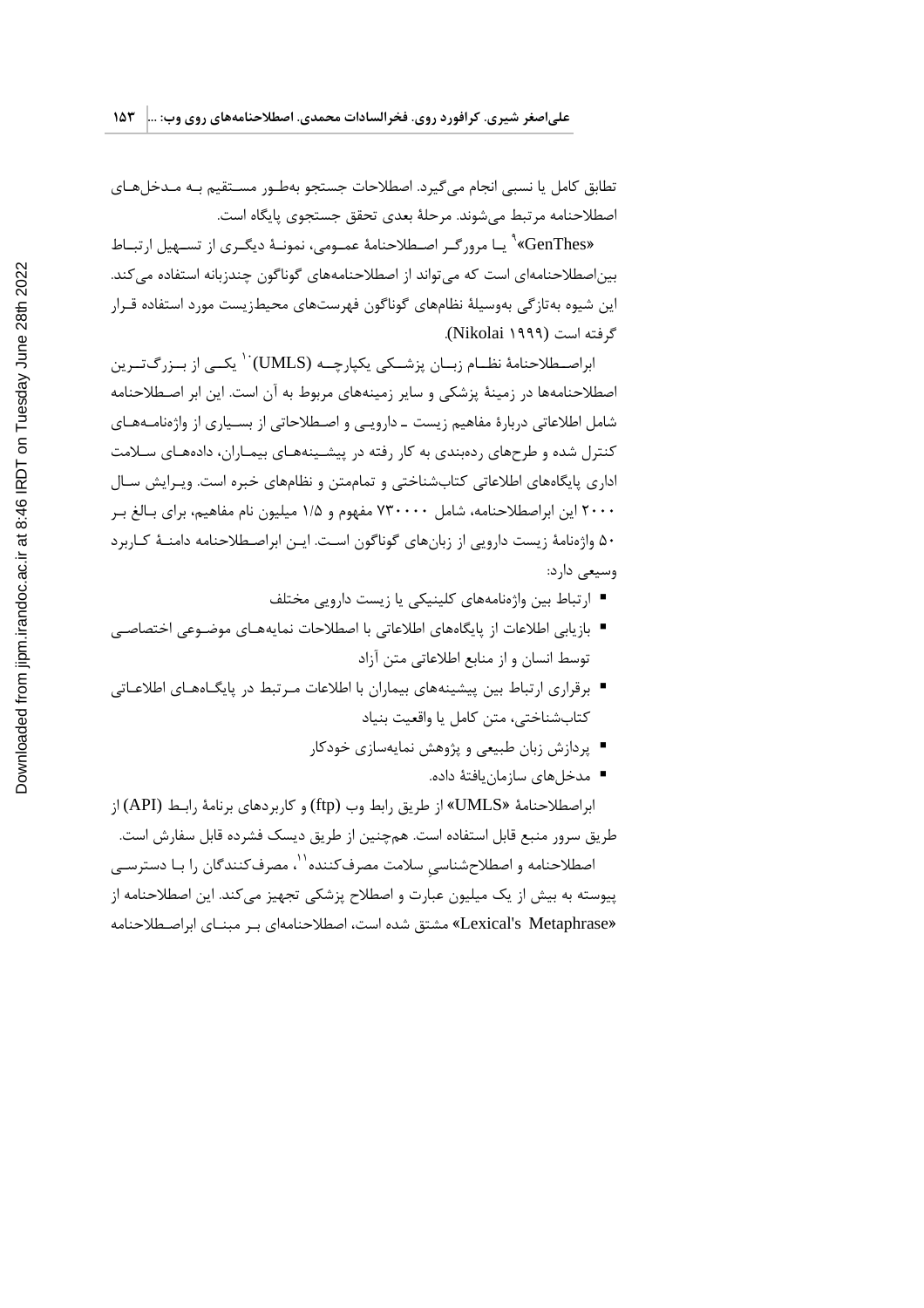تطابق کامل یا نسبی انجام می‌گیرد. اصطلاحات جستجو به‌طور مستقیم به مدخل‌های اصطلاحنامه مرتبط می‌شوند. مرحلهٔ بعدی تحقق جستجوی پایگاه است.

«GenThes»[9] یا مرورگر اصطلاحنامهٔ عمومی، نمونهٔ دیگری از تسهیل ارتباط بین‌اصطلاحنامه‌ای است که می‌تواند از اصطلاحنامه‌های گوناگون چندزبانه استفاده می‌کند. این شیوه به‌تازگی به‌وسیلهٔ نظام‌های گوناگون فهرست‌های محیط‌زیست مورد استفاده قرار گرفته است (Nikolai ۱۹۹۹).

ابراصطلاحنامهٔ نظام زبان پزشکی یکپارچه (UMLS)[10] یکی از بزرگ‌ترین اصطلاحنامه‌ها در زمینهٔ پزشکی و سایر زمینه‌های مربوط به آن است. این ابر اصطلاحنامه شامل اطلاعاتی دربارهٔ مفاهیم زیست ـ دارویی و اصطلاحاتی از بسیاری از واژه‌نامه‌های کنترل شده و طرح‌های رده‌بندی به کار رفته در پیشینه‌های بیماران، داده‌های سلامت اداری پایگاه‌های اطلاعاتی کتاب‌شناختی و تمام‌متن و نظام‌های خبره است. ویرایش سال ۲۰۰۰ این ابراصطلاحنامه، شامل ۷۳۰۰۰۰ مفهوم و ۱/۵ میلیون نام مفاهیم، برای بالغ بر ۵۰ واژه‌نامهٔ زیست دارویی از زبان‌های گوناگون است. این ابراصطلاحنامه دامنهٔ کاربرد وسیعی دارد:

- ارتباط بین واژه‌نامه‌های کلینیکی یا زیست دارویی مختلف
- بازیابی اطلاعات از پایگاه‌های اطلاعاتی با اصطلاحات نمایه‌های موضوعی اختصاصی توسط انسان و از منابع اطلاعاتی متن آزاد
- برقراری ارتباط بین پیشینه‌های بیماران با اطلاعات مرتبط در پایگاه‌های اطلاعاتی کتاب‌شناختی، متن کامل یا واقعیت بنیاد
- پردازش زبان طبیعی و پژوهش نمایه‌سازی خودکار
- مدخل‌های سازمان‌یافتهٔ داده.

ابراصطلاحنامهٔ «UMLS» از طریق رابط وب (ftp) و کاربردهای برنامهٔ رابط (API) از طریق سرور منبع قابل استفاده است. همچنین از طریق دیسک فشرده قابل سفارش است.

اصطلاحنامه و اصطلاح‌شناسی سلامت مصرف‌کننده[11]، مصرف‌کنندگان را با دسترسی پیوسته به بیش از یک میلیون عبارت و اصطلاح پزشکی تجهیز می‌کند. این اصطلاحنامه از «Lexical's Metaphrase» مشتق شده است، اصطلاحنامه‌ای بر مبنای ابراصطلاحنامه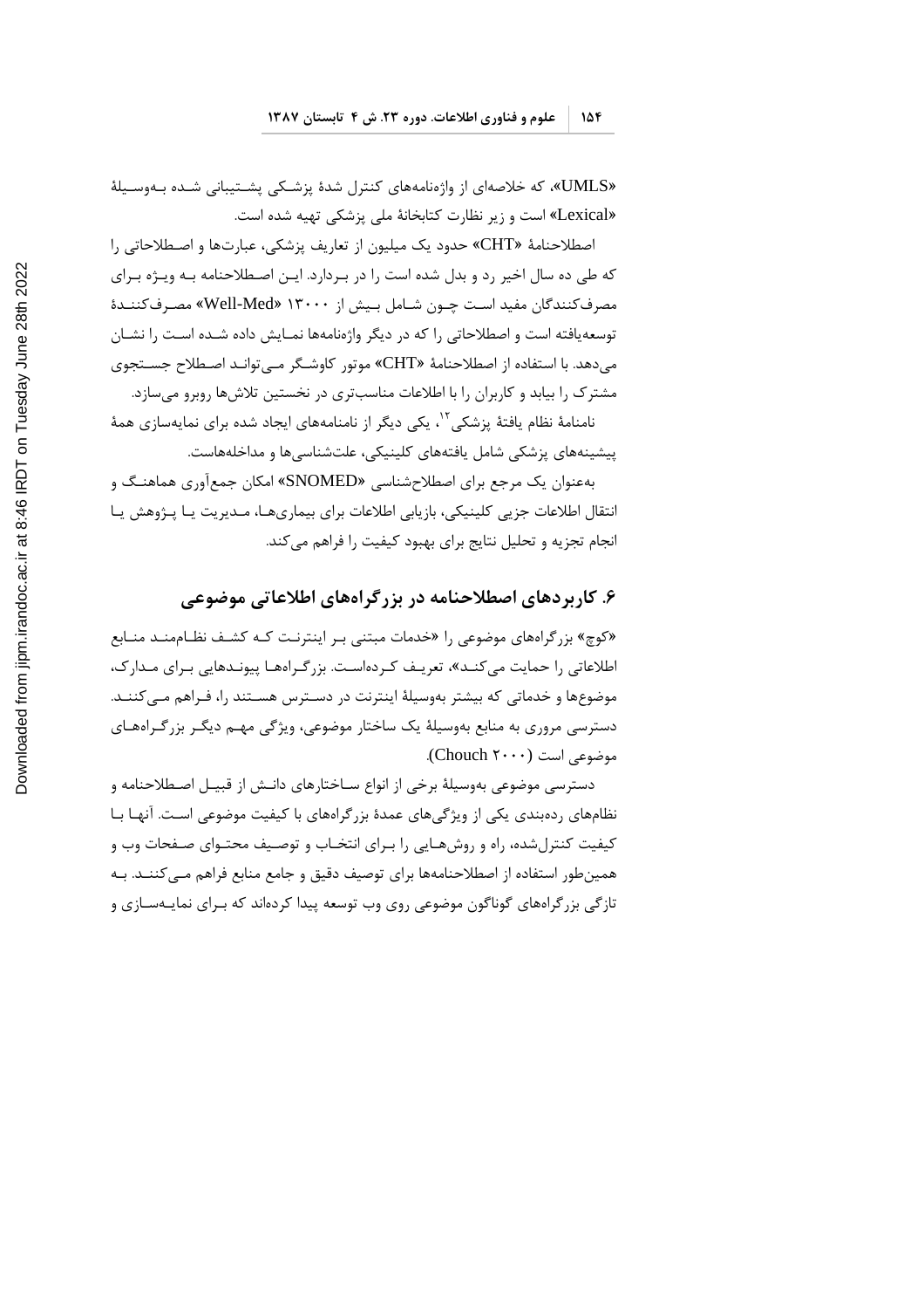«UMLS»، که خلاصه‌ای از واژه‌نامه‌های کنترل شدهٔ پزشکی پشتیبانی شده به‌وسیلهٔ «Lexical» است و زیر نظارت کتابخانهٔ ملی پزشکی تهیه شده است.

اصطلاحنامهٔ «CHT» حدود یک میلیون از تعاریف پزشکی، عبارت‌ها و اصطلاحاتی را که طی ده سال اخیر رد و بدل شده است را در بردارد. این اصطلاحنامه به ویژه برای مصرف‌کنندگان مفید است چون شامل بیش از ۱۳۰۰۰ «Well-Med» مصرف‌کنندهٔ توسعه‌یافته است و اصطلاحاتی را که در دیگر واژه‌نامه‌ها نمایش داده شده است را نشان می‌دهد. با استفاده از اصطلاحنامهٔ «CHT» موتور کاوشگر می‌تواند اصطلاح جستجوی مشترک را بیابد و کاربران را با اطلاعات مناسب‌تری در نخستین تلاش‌ها روبرو می‌سازد.

نامنامهٔ نظام یافتهٔ پزشکی[۱۲]، یکی دیگر از نامنامه‌های ایجاد شده برای نمایه‌سازی همهٔ پیشینه‌های پزشکی شامل یافته‌های کلینیکی، علت‌شناسی‌ها و مداخله‌هاست.

به‌عنوان یک مرجع برای اصطلاح‌شناسی «SNOMED» امکان جمع‌آوری هماهنگ و انتقال اطلاعات جزیی کلینیکی، بازیابی اطلاعات برای بیماری‌ها، مدیریت یا پژوهش یا انجام تجزیه و تحلیل نتایج برای بهبود کیفیت را فراهم می‌کند.

## ۶. کاربردهای اصطلاحنامه در بزرگراه‌های اطلاعاتی موضوعی

«کوچ» بزرگراه‌های موضوعی را «خدمات مبتنی بر اینترنت که کشف نظام‌مند منابع اطلاعاتی را حمایت می‌کند»، تعریف کرده‌است. بزرگراه‌ها پیوندهایی برای مدارک، موضوع‌ها و خدماتی که بیشتر به‌وسیلهٔ اینترنت در دسترس هستند را، فراهم می‌کنند. دسترسی مروری به منابع به‌وسیلهٔ یک ساختار موضوعی، ویژگی مهم دیگر بزرگراه‌های موضوعی است (Chouch ۲۰۰۰).

دسترسی موضوعی به‌وسیلهٔ برخی از انواع ساختارهای دانش از قبیل اصطلاحنامه و نظام‌های رده‌بندی یکی از ویژگی‌های عمدهٔ بزرگراه‌های با کیفیت موضوعی است. آنها با کیفیت کنترل‌شده، راه و روش‌هایی را برای انتخاب و توصیف محتوای صفحات وب و همین‌طور استفاده از اصطلاحنامه‌ها برای توصیف دقیق و جامع منابع فراهم می‌کنند. به تازگی بزرگراه‌های گوناگون موضوعی روی وب توسعه پیدا کرده‌اند که برای نمایه‌سازی و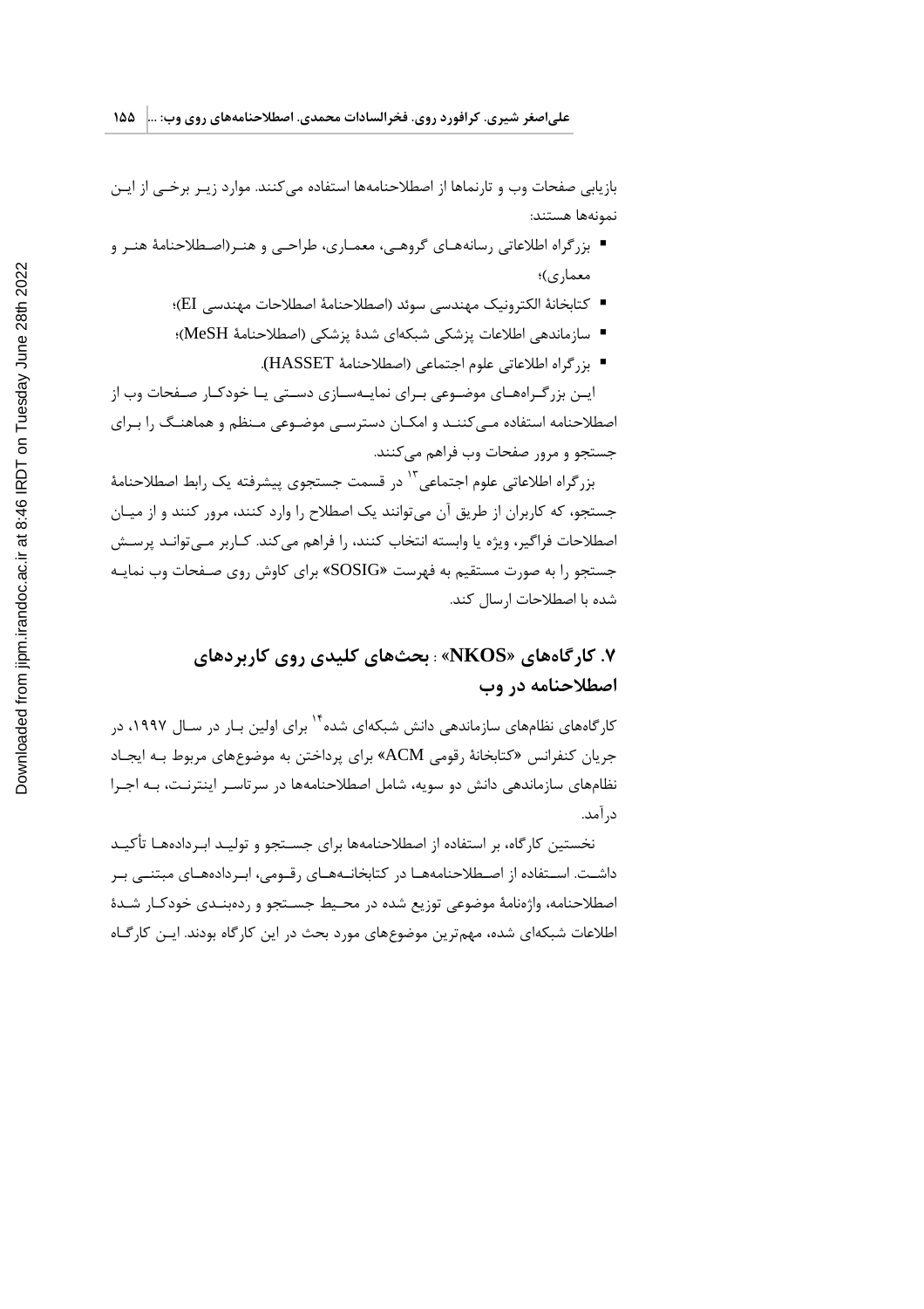بازیابی صفحات وب و تارنماها از اصطلاحنامه‌ها استفاده می‌کنند. موارد زیر برخی از این نمونه‌ها هستند:

- بزرگراه اطلاعاتی رسانه‌های گروهی، معماری، طراحی و هنر(اصطلاحنامهٔ هنر و معماری)؛
- کتابخانهٔ الکترونیک مهندسی سوئد (اصطلاحنامهٔ اصطلاحات مهندسی EI)؛
- سازماندهی اطلاعات پزشکی شبکه‌ای شدهٔ پزشکی (اصطلاحنامهٔ MeSH)؛
- بزرگراه اطلاعاتی علوم اجتماعی (اصطلاحنامهٔ HASSET).

این بزرگراه‌های موضوعی برای نمایه‌سازی دستی یا خودکار صفحات وب از اصطلاحنامه استفاده می‌کنند و امکان دسترسی موضوعی منظم و هماهنگ را برای جستجو و مرور صفحات وب فراهم می‌کنند.

بزرگراه اطلاعاتی علوم اجتماعی[13] در قسمت جستجوی پیشرفته یک رابط اصطلاحنامهٔ جستجو، که کاربران از طریق آن می‌توانند یک اصطلاح را وارد کنند، مرور کنند و از میان اصطلاحات فراگیر، ویژه یا وابسته انتخاب کنند، را فراهم می‌کند. کاربر می‌تواند پرسش جستجو را به صورت مستقیم به فهرست «SOSIG» برای کاوش روی صفحات وب نمایه شده با اصطلاحات ارسال کند.

## ۷. کارگاه‌های «NKOS» : بحث‌های کلیدی روی کاربردهای اصطلاحنامه در وب

کارگاه‌های نظام‌های سازماندهی دانش شبکه‌ای شده[14] برای اولین بار در سال ۱۹۹۷، در جریان کنفرانس «کتابخانهٔ رقومی ACM» برای پرداختن به موضوع‌های مربوط به ایجاد نظام‌های سازماندهی دانش دو سویه، شامل اصطلاحنامه‌ها در سرتاسر اینترنت، به اجرا درآمد.

نخستین کارگاه، بر استفاده از اصطلاحنامه‌ها برای جستجو و تولید ابرداده‌ها تأکید داشت. استفاده از اصطلاحنامه‌ها در کتابخانه‌های رقومی، ابرداده‌های مبتنی بر اصطلاحنامه، واژه‌نامهٔ موضوعی توزیع شده در محیط جستجو و رده‌بندی خودکار شدهٔ اطلاعات شبکه‌ای شده، مهم‌ترین موضوع‌های مورد بحث در این کارگاه بودند. این کارگاه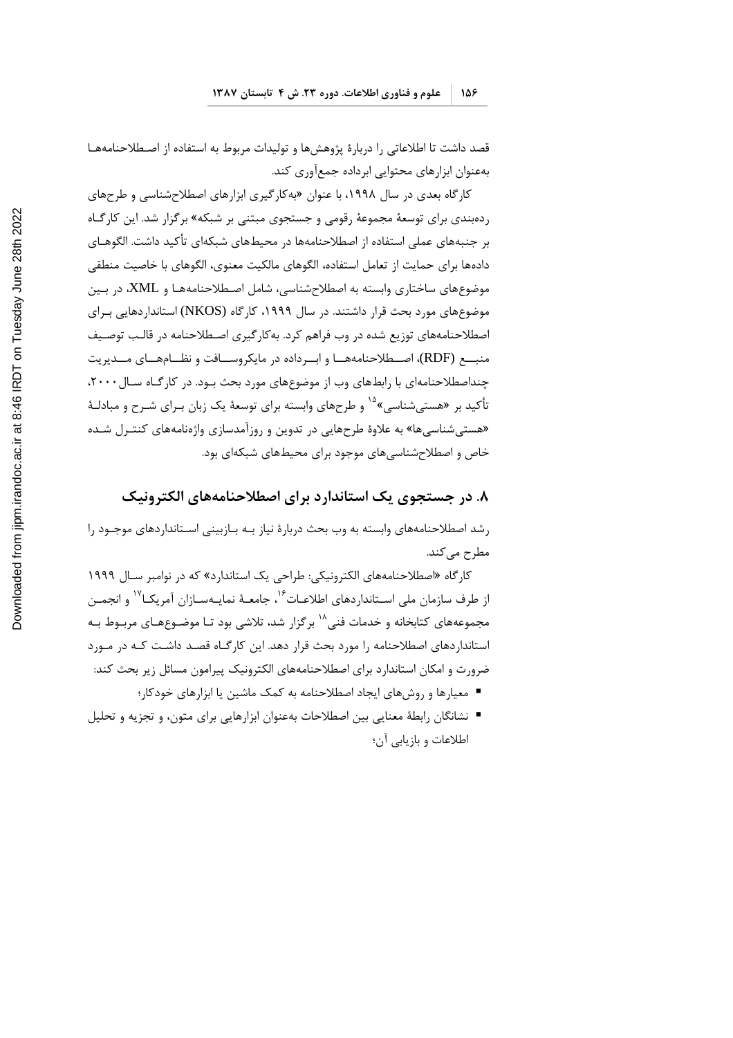قصد داشت تا اطلاعاتی را دربارهٔ پژوهش‌ها و تولیدات مربوط به استفاده از اصطلاحنامه‌ها به‌عنوان ابزارهای محتوایی ابرداده جمع‌آوری کند.

کارگاه بعدی در سال ۱۹۹۸، با عنوان «به‌کارگیری ابزارهای اصطلاح‌شناسی و طرح‌های رده‌بندی برای توسعهٔ مجموعهٔ رقومی و جستجوی مبتنی بر شبکه» برگزار شد. این کارگاه بر جنبه‌های عملی استفاده از اصطلاحنامه‌ها در محیط‌های شبکه‌ای تأکید داشت. الگوهای داده‌ها برای حمایت از تعامل استفاده، الگوهای مالکیت معنوی، الگوهای با خاصیت منطقی موضوع‌های ساختاری وابسته به اصطلاح‌شناسی، شامل اصطلاحنامه‌ها و XML، در بین موضوع‌های مورد بحث قرار داشتند. در سال ۱۹۹۹، کارگاه (NKOS) استانداردهایی برای اصطلاحنامه‌های توزیع شده در وب فراهم کرد. به‌کارگیری اصطلاحنامه در قالب توصیف منبع (RDF)، اصطلاحنامه‌ها و ابرداده در مایکروسافت و نظام‌های مدیریت چنداصطلاحنامه‌ای با رابط‌های وب از موضوع‌های مورد بحث بود. در کارگاه سال ۲۰۰۰، تأکید بر «هستی‌شناسی»[15] و طرح‌های وابسته برای توسعهٔ یک زبان برای شرح و مبادلهٔ «هستی‌شناسی‌ها» به علاوهٔ طرح‌هایی در تدوین و روزآمدسازی واژه‌نامه‌های کنترل شده خاص و اصطلاح‌شناسی‌های موجود برای محیط‌های شبکه‌ای بود.

## ۸. در جستجوی یک استاندارد برای اصطلاحنامه‌های الکترونیک

رشد اصطلاحنامه‌های وابسته به وب بحث دربارهٔ نیاز به بازبینی استانداردهای موجود را مطرح می‌کند.

کارگاه «اصطلاحنامه‌های الکترونیکی: طراحی یک استاندارد» که در نوامبر سال ۱۹۹۹ از طرف سازمان ملی استانداردهای اطلاعات[16]، جامعهٔ نمایه‌سازان آمریکا[17] و انجمن مجموعه‌های کتابخانه و خدمات فنی[18] برگزار شد، تلاشی بود تا موضوع‌های مربوط به استانداردهای اصطلاحنامه را مورد بحث قرار دهد. این کارگاه قصد داشت که در مورد ضرورت و امکان استاندارد برای اصطلاحنامه‌های الکترونیک پیرامون مسائل زیر بحث کند:

- معیارها و روش‌های ایجاد اصطلاحنامه به کمک ماشین یا ابزارهای خودکار؛
- نشانگان رابطهٔ معنایی بین اصطلاحات به‌عنوان ابزارهایی برای متون، و تجزیه و تحلیل اطلاعات و بازیابی آن؛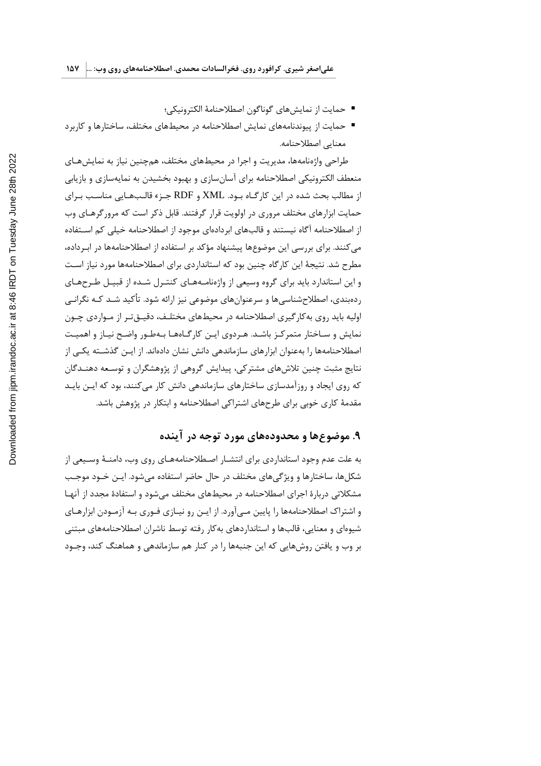- حمایت از نمایش‌های گوناگون اصطلاحنامهٔ الکترونیکی؛
- حمایت از پیوندنامه‌های نمایش اصطلاحنامه در محیط‌های مختلف، ساختارها و کاربرد معنایی اصطلاحنامه.

طراحی واژه‌نامه‌ها، مدیریت و اجرا در محیط‌های مختلف، هم‌چنین نیاز به نمایش‌های منعطف الکترونیکی اصطلاحنامه برای آسان‌سازی و بهبود بخشیدن به نمایه‌سازی و بازیابی از مطالب بحث شده در این کارگاه بود. XML و RDF جزء قالب‌هایی مناسب برای حمایت ابزارهای مختلف مروری در اولویت قرار گرفتند. قابل ذکر است که مرورگرهای وب از اصطلاحنامه آگاه نیستند و قالب‌های ابرداده‌ای موجود از اصطلاحنامه خیلی کم استفاده می‌کنند. برای بررسی این موضوع‌ها پیشنهاد مؤکد بر استفاده از اصطلاحنامه‌ها در ابرداده، مطرح شد. نتیجهٔ این کارگاه چنین بود که استانداردی برای اصطلاحنامه‌ها مورد نیاز است و این استاندارد باید برای گروه وسیعی از واژه‌نامه‌های کنترل شده از قبیل طرح‌های رده‌بندی، اصطلاح‌شناسی‌ها و سرعنوان‌های موضوعی نیز ارائه شود. تأکید شد که نگرانی اولیه باید روی به‌کارگیری اصطلاحنامه در محیط‌های مختلف، دقیق‌تر از مواردی چون نمایش و ساختار متمرکز باشد. هردوی این کارگاه‌ها به‌طور واضح نیاز و اهمیت اصطلاحنامه‌ها را به‌عنوان ابزارهای سازماندهی دانش نشان داده‌اند. از این گذشته یکی از نتایج مثبت چنین تلاش‌های مشترکی، پیدایش گروهی از پژوهشگران و توسعه دهندگان که روی ایجاد و روزآمدسازی ساختارهای سازماندهی دانش کار می‌کنند، بود که این باید مقدمهٔ کاری خوبی برای طرح‌های اشتراکی اصطلاحنامه و ابتکار در پژوهش باشد.

## ۹. موضوع‌ها و محدوده‌های مورد توجه در آینده

به علت عدم وجود استانداردی برای انتشار اصطلاحنامه‌های روی وب، دامنهٔ وسیعی از شکل‌ها، ساختارها و ویژگی‌های مختلف در حال حاضر استفاده می‌شود. این خود موجب مشکلاتی دربارهٔ اجرای اصطلاحنامه در محیط‌های مختلف می‌شود و استفادهٔ مجدد از آنها و اشتراک اصطلاحنامه‌ها را پایین می‌آورد. از این رو نیازی فوری به آزمودن ابزارهای شیوه‌ای و معنایی، قالب‌ها و استانداردهای به‌کار رفته توسط ناشران اصطلاحنامه‌های مبتنی بر وب و یافتن روش‌هایی که این جنبه‌ها را در کنار هم سازماندهی و هماهنگ کند، وجود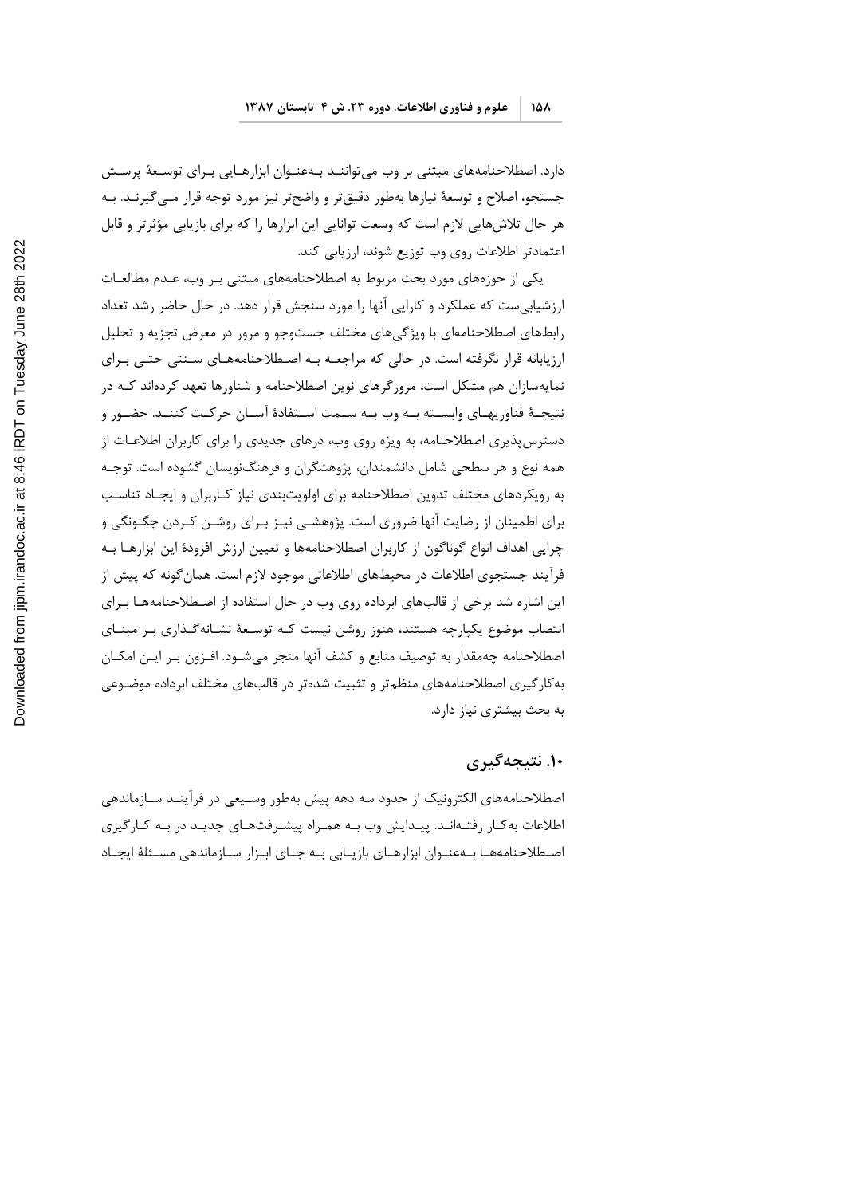دارد. اصطلاحنامه‌های مبتنی بر وب می‌توانند به‌عنوان ابزارهایی برای توسعهٔ پرسش جستجو، اصلاح و توسعهٔ نیازها به‌طور دقیق‌تر و واضح‌تر نیز مورد توجه قرار می‌گیرند. به هر حال تلاش‌هایی لازم است که وسعت توانایی این ابزارها را که برای بازیابی مؤثرتر و قابل اعتمادتر اطلاعات روی وب توزیع شوند، ارزیابی کند.

یکی از حوزه‌های مورد بحث مربوط به اصطلاحنامه‌های مبتنی بر وب، عدم مطالعات ارزشیابی‌ست که عملکرد و کارایی آنها را مورد سنجش قرار دهد. در حال حاضر رشد تعداد رابط‌های اصطلاحنامه‌ای با ویژگی‌های مختلف جست‌وجو و مرور در معرض تجزیه و تحلیل ارزیابانه قرار نگرفته است. در حالی که مراجعه به اصطلاحنامه‌های سنتی حتی برای نمایه‌سازان هم مشکل است، مرورگرهای نوین اصطلاحنامه و شناورها تعهد کرده‌اند که در نتیجهٔ فناوری‌های وابسته به وب به سمت استفادهٔ آسان حرکت کنند. حضور و دسترس‌پذیری اصطلاحنامه، به ویژه روی وب، درهای جدیدی را برای کاربران اطلاعات از همه نوع و هر سطحی شامل دانشمندان، پژوهشگران و فرهنگ‌نویسان گشوده است. توجه به رویکردهای مختلف تدوین اصطلاحنامه برای اولویت‌بندی نیاز کاربران و ایجاد تناسب برای اطمینان از رضایت آنها ضروری است. پژوهشی نیز برای روشن کردن چگونگی و چرایی اهداف انواع گوناگون از کاربران اصطلاحنامه‌ها و تعیین ارزش افزودهٔ این ابزارها به فرآیند جستجوی اطلاعات در محیط‌های اطلاعاتی موجود لازم است. همان‌گونه که پیش از این اشاره شد برخی از قالب‌های ابرداده روی وب در حال استفاده از اصطلاحنامه‌ها برای انتصاب موضوع یکپارچه هستند، هنوز روشن نیست که توسعهٔ نشانه‌گذاری بر مبنای اصطلاحنامه چه‌مقدار به توصیف منابع و کشف آنها منجر می‌شود. افزون بر این امکان به‌کارگیری اصطلاحنامه‌های منظم‌تر و تثبیت شده‌تر در قالب‌های مختلف ابرداده موضوعی به بحث بیشتری نیاز دارد.

## ۱۰. نتیجه‌گیری

اصطلاحنامه‌های الکترونیک از حدود سه دهه پیش به‌طور وسیعی در فرآیند سازماندهی اطلاعات به‌کار رفته‌اند. پیدایش وب به همراه پیشرفت‌های جدید در به کارگیری اصطلاحنامه‌ها به‌عنوان ابزارهای بازیابی به جای ابزار سازماندهی مسئلهٔ ایجاد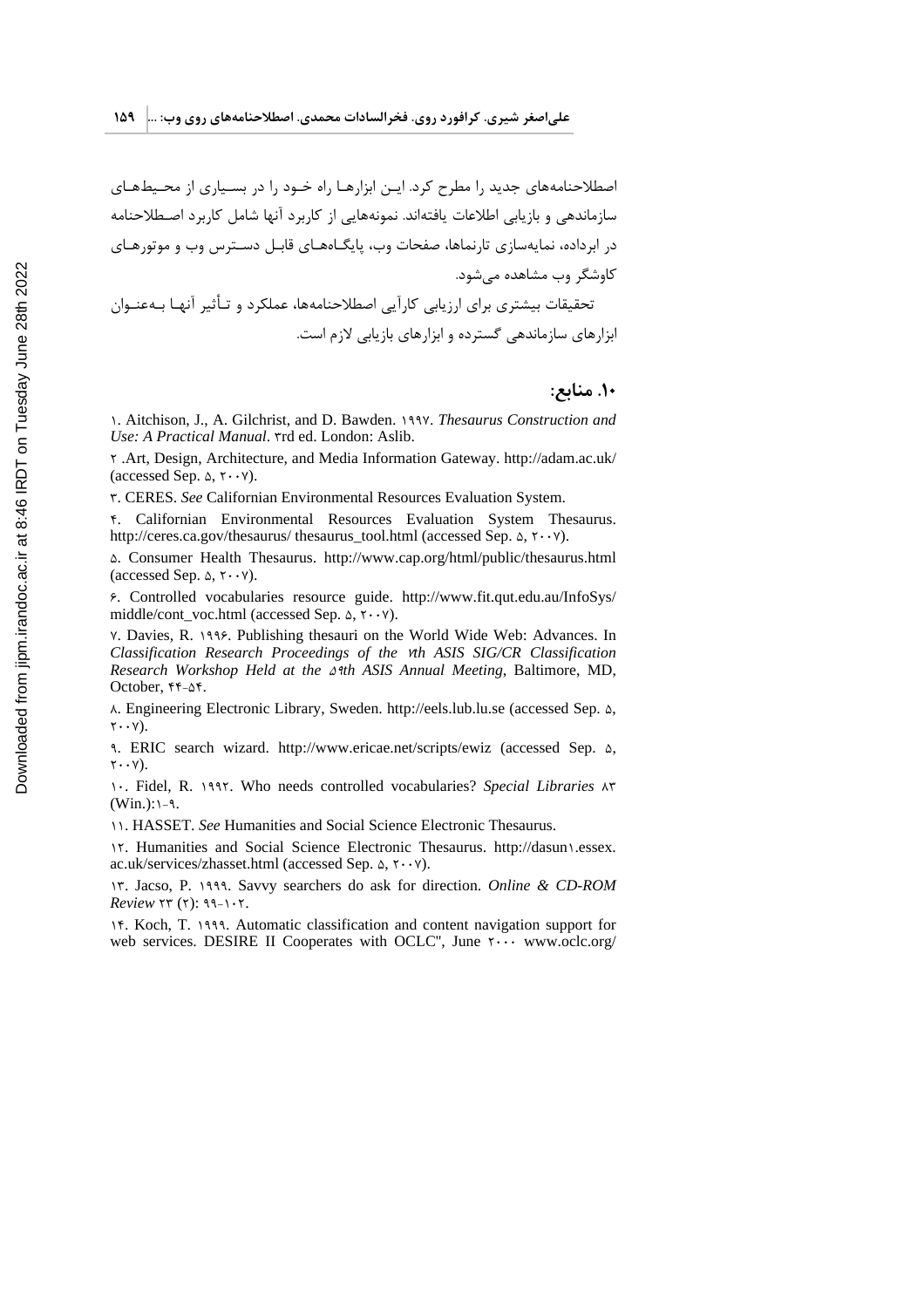اصطلاحنامه‌های جدید را مطرح کرد. این ابزارها راه خود را در بسیاری از محیط‌های سازماندهی و بازیابی اطلاعات یافته‌اند. نمونه‌هایی از کاربرد آنها شامل کاربرد اصطلاحنامه در ابرداده، نمایه‌سازی تارنماها، صفحات وب، پایگاه‌های قابل دسترس وب و موتورهای کاوشگر وب مشاهده می‌شود.

تحقیقات بیشتری برای ارزیابی کارآیی اصطلاحنامه‌ها، عملکرد و تأثیر آنها به‌عنوان ابزارهای سازماندهی گسترده و ابزارهای بازیابی لازم است.

## ۱۰. منابع:

۱. Aitchison, J., A. Gilchrist, and D. Bawden. ۱۹۹۷. *Thesaurus Construction and Use: A Practical Manual*. ۳rd ed. London: Aslib.

۲ .Art, Design, Architecture, and Media Information Gateway. http://adam.ac.uk/ (accessed Sep. ۵, ۲۰۰۷).

۳. CERES. *See* Californian Environmental Resources Evaluation System.

۴. Californian Environmental Resources Evaluation System Thesaurus. http://ceres.ca.gov/thesaurus/ thesaurus_tool.html (accessed Sep. ۵, ۲۰۰۷).

۵. Consumer Health Thesaurus. http://www.cap.org/html/public/thesaurus.html (accessed Sep. ۵, ۲۰۰۷).

۶. Controlled vocabularies resource guide. http://www.fit.qut.edu.au/InfoSys/ middle/cont_voc.html (accessed Sep. ۵, ۲۰۰۷).

۷. Davies, R. ۱۹۹۶. Publishing thesauri on the World Wide Web: Advances. In *Classification Research Proceedings of the ۷th ASIS SIG/CR Classification Research Workshop Held at the ۵۹th ASIS Annual Meeting*, Baltimore, MD, October, ۴۴-۵۴.

۸. Engineering Electronic Library, Sweden. http://eels.lub.lu.se (accessed Sep. ۵, ۲۰۰۷).

۹. ERIC search wizard. http://www.ericae.net/scripts/ewiz (accessed Sep. ۵, ۲۰۰۷).

۱۰. Fidel, R. ۱۹۹۲. Who needs controlled vocabularies? *Special Libraries* ۸۳ (Win.):۱-۹.

۱۱. HASSET. *See* Humanities and Social Science Electronic Thesaurus.

۱۲. Humanities and Social Science Electronic Thesaurus. http://dasun۱.essex. ac.uk/services/zhasset.html (accessed Sep. ۵, ۲۰۰۷).

۱۳. Jacso, P. ۱۹۹۹. Savvy searchers do ask for direction. *Online & CD-ROM Review* ۲۳ (۲): ۹۹-۱۰۲.

۱۴. Koch, T. ۱۹۹۹. Automatic classification and content navigation support for web services. DESIRE II Cooperates with OCLC", June ۲۰۰۰ www.oclc.org/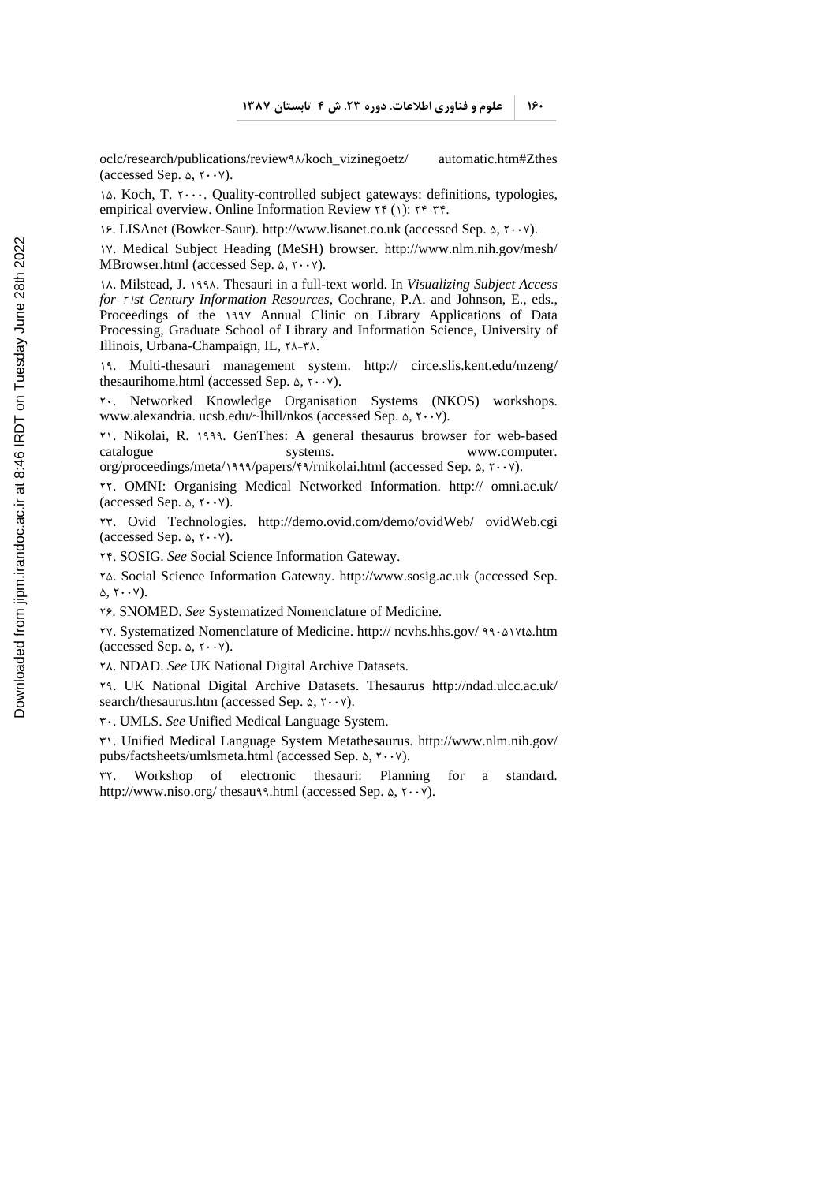oclc/research/publications/review۹۸/koch_vizinegoetz/ automatic.htm#Zthes (accessed Sep. ۵, ۲۰۰۷).

۱۵. Koch, T. ۲۰۰۰. Quality-controlled subject gateways: definitions, typologies, empirical overview. Online Information Review ۲۴ (۱): ۲۴-۳۴.

۱۶. LISAnet (Bowker-Saur). http://www.lisanet.co.uk (accessed Sep. ۵, ۲۰۰۷).

۱۷. Medical Subject Heading (MeSH) browser. http://www.nlm.nih.gov/mesh/ MBrowser.html (accessed Sep. ۵, ۲۰۰۷).

۱۸. Milstead, J. ۱۹۹۸. Thesauri in a full-text world. In *Visualizing Subject Access for ۲۱st Century Information Resources*, Cochrane, P.A. and Johnson, E., eds., Proceedings of the ۱۹۹۷ Annual Clinic on Library Applications of Data Processing, Graduate School of Library and Information Science, University of Illinois, Urbana-Champaign, IL, ۲۸-۳۸.

۱۹. Multi-thesauri management system. http:// circe.slis.kent.edu/mzeng/ thesaurihome.html (accessed Sep. ۵, ۲۰۰۷).

۲۰. Networked Knowledge Organisation Systems (NKOS) workshops. www.alexandria. ucsb.edu/~lhill/nkos (accessed Sep. ۵, ۲۰۰۷).

۲۱. Nikolai, R. ۱۹۹۹. GenThes: A general thesaurus browser for web-based catalogue systems. www.computer. org/proceedings/meta/۱۹۹۹/papers/۴۹/rnikolai.html (accessed Sep. ۵, ۲۰۰۷).

۲۲. OMNI: Organising Medical Networked Information. http:// omni.ac.uk/ (accessed Sep. ۵, ۲۰۰۷).

۲۳. Ovid Technologies. http://demo.ovid.com/demo/ovidWeb/ ovidWeb.cgi (accessed Sep. ۵, ۲۰۰۷).

۲۴. SOSIG. *See* Social Science Information Gateway.

۲۵. Social Science Information Gateway. http://www.sosig.ac.uk (accessed Sep. ۵, ۲۰۰۷).

۲۶. SNOMED. *See* Systematized Nomenclature of Medicine.

۲۷. Systematized Nomenclature of Medicine. http:// ncvhs.hhs.gov/ ۹۹۰۵۱۷t۵.htm (accessed Sep. ۵, ۲۰۰۷).

۲۸. NDAD. *See* UK National Digital Archive Datasets.

۲۹. UK National Digital Archive Datasets. Thesaurus http://ndad.ulcc.ac.uk/ search/thesaurus.htm (accessed Sep. ۵, ۲۰۰۷).

۳۰. UMLS. *See* Unified Medical Language System.

۳۱. Unified Medical Language System Metathesaurus. http://www.nlm.nih.gov/ pubs/factsheets/umlsmeta.html (accessed Sep. ۵, ۲۰۰۷).

۳۲. Workshop of electronic thesauri: Planning for a standard. http://www.niso.org/ thesau۹۹.html (accessed Sep. ۵, ۲۰۰۷).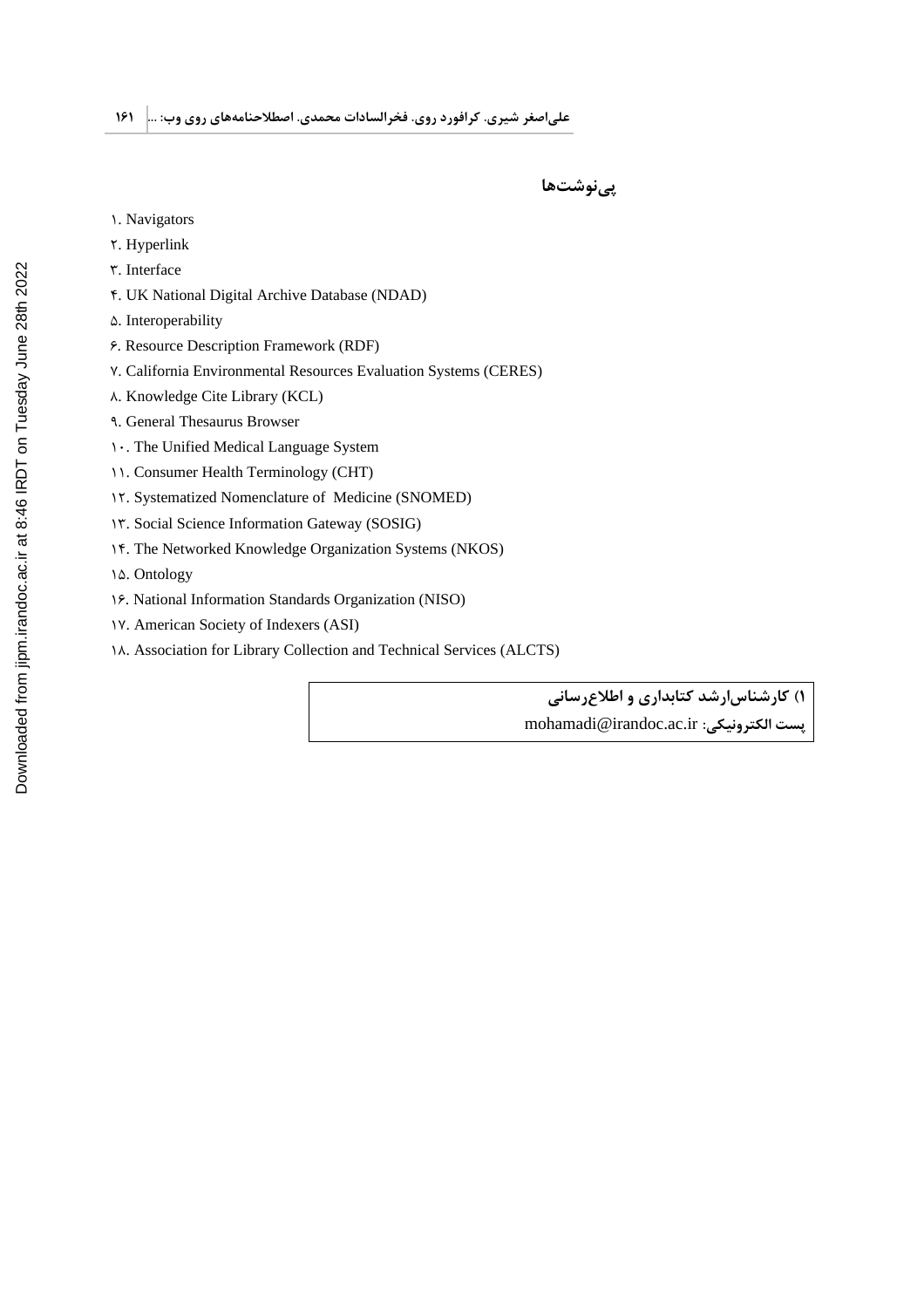## پی‌نوشت‌ها

۱. Navigators

۲. Hyperlink

۳. Interface

۴. UK National Digital Archive Database (NDAD)

۵. Interoperability

۶. Resource Description Framework (RDF)

۷. California Environmental Resources Evaluation Systems (CERES)

۸. Knowledge Cite Library (KCL)

۹. General Thesaurus Browser

۱۰. The Unified Medical Language System

۱۱. Consumer Health Terminology (CHT)

۱۲. Systematized Nomenclature of Medicine (SNOMED)

۱۳. Social Science Information Gateway (SOSIG)

۱۴. The Networked Knowledge Organization Systems (NKOS)

۱۵. Ontology

۱۶. National Information Standards Organization (NISO)

۱۷. American Society of Indexers (ASI)

۱۸. Association for Library Collection and Technical Services (ALCTS)

**۱) کارشناس‌ارشد کتابداری و اطلاع‌رسانی**

**پست الکترونیکی:** mohamadi@irandoc.ac.ir